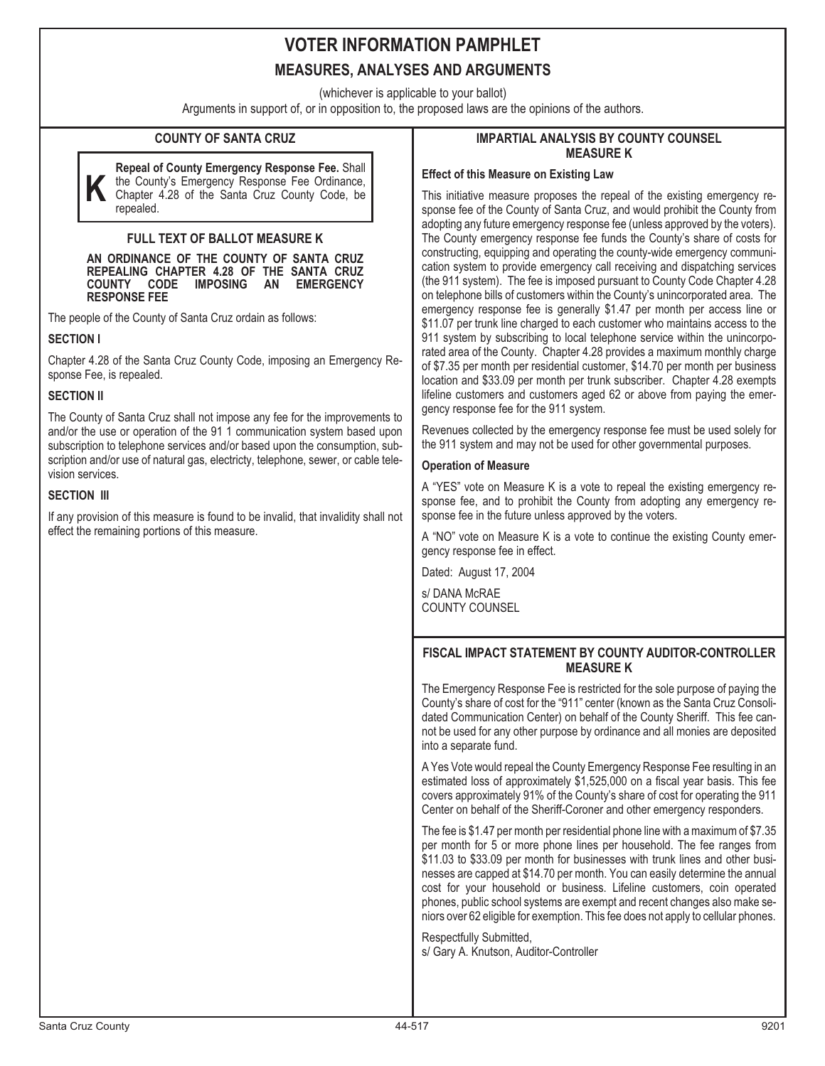# VOTER INFORMATION PAMPHLET

## MEASURES, ANALYSES AND ARGUMENTS

(whichever is applicable to your ballot)

Arguments in support of, or in opposition to, the proposed laws are the opinions of the authors.

### COUNTY OF SANTA CRUZ

**K** **Repeal of County Emergency Response Fee.** Shall the County's Emergency Response Fee Ordinance, Chapter 4.28 of the Santa Cruz County Code, be repealed.

### FULL TEXT OF BALLOT MEASURE K

**AN ORDINANCE OF THE COUNTY OF SANTA CRUZ REPEALING CHAPTER 4.28 OF THE SANTA CRUZ COUNTY CODE IMPOSING AN EMERGENCY RESPONSE FEE**

The people of the County of Santa Cruz ordain as follows:

**SECTION I**

Chapter 4.28 of the Santa Cruz County Code, imposing an Emergency Response Fee, is repealed.

**SECTION II**

The County of Santa Cruz shall not impose any fee for the improvements to and/or the use or operation of the 91 1 communication system based upon subscription to telephone services and/or based upon the consumption, subscription and/or use of natural gas, electricty, telephone, sewer, or cable television services.

**SECTION III**

If any provision of this measure is found to be invalid, that invalidity shall not effect the remaining portions of this measure.

### IMPARTIAL ANALYSIS BY COUNTY COUNSEL MEASURE K

**Effect of this Measure on Existing Law**

This initiative measure proposes the repeal of the existing emergency response fee of the County of Santa Cruz, and would prohibit the County from adopting any future emergency response fee (unless approved by the voters). The County emergency response fee funds the County's share of costs for constructing, equipping and operating the county-wide emergency communication system to provide emergency call receiving and dispatching services (the 911 system). The fee is imposed pursuant to County Code Chapter 4.28 on telephone bills of customers within the County's unincorporated area. The emergency response fee is generally $1.47 per month per access line or $11.07 per trunk line charged to each customer who maintains access to the 911 system by subscribing to local telephone service within the unincorporated area of the County. Chapter 4.28 provides a maximum monthly charge of $7.35 per month per residential customer, $14.70 per month per business location and $33.09 per month per trunk subscriber. Chapter 4.28 exempts lifeline customers and customers aged 62 or above from paying the emergency response fee for the 911 system.

Revenues collected by the emergency response fee must be used solely for the 911 system and may not be used for other governmental purposes.

**Operation of Measure**

A "YES" vote on Measure K is a vote to repeal the existing emergency response fee, and to prohibit the County from adopting any emergency response fee in the future unless approved by the voters.

A "NO" vote on Measure K is a vote to continue the existing County emergency response fee in effect.

Dated: August 17, 2004

s/ DANA McRAE
COUNTY COUNSEL

### FISCAL IMPACT STATEMENT BY COUNTY AUDITOR-CONTROLLER MEASURE K

The Emergency Response Fee is restricted for the sole purpose of paying the County's share of cost for the "911" center (known as the Santa Cruz Consolidated Communication Center) on behalf of the County Sheriff. This fee cannot be used for any other purpose by ordinance and all monies are deposited into a separate fund.

A Yes Vote would repeal the County Emergency Response Fee resulting in an estimated loss of approximately $1,525,000 on a fiscal year basis. This fee covers approximately 91% of the County's share of cost for operating the 911 Center on behalf of the Sheriff-Coroner and other emergency responders.

The fee is $1.47 per month per residential phone line with a maximum of $7.35 per month for 5 or more phone lines per household. The fee ranges from $11.03 to $33.09 per month for businesses with trunk lines and other businesses are capped at $14.70 per month. You can easily determine the annual cost for your household or business. Lifeline customers, coin operated phones, public school systems are exempt and recent changes also make seniors over 62 eligible for exemption. This fee does not apply to cellular phones.

Respectfully Submitted,
s/ Gary A. Knutson, Auditor-Controller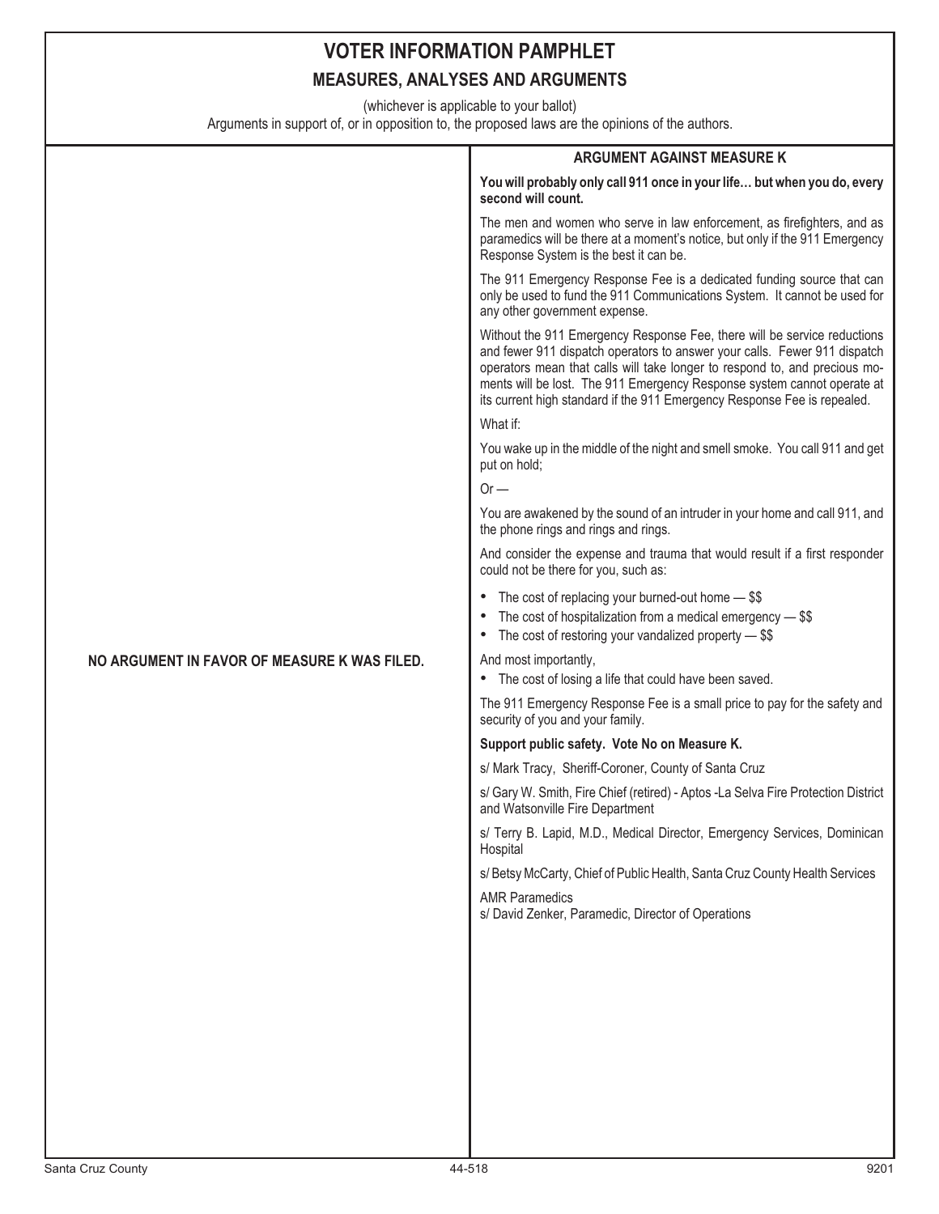# VOTER INFORMATION PAMPHLET

## MEASURES, ANALYSES AND ARGUMENTS

(whichever is applicable to your ballot)

Arguments in support of, or in opposition to, the proposed laws are the opinions of the authors.

**NO ARGUMENT IN FAVOR OF MEASURE K WAS FILED.**

### ARGUMENT AGAINST MEASURE K

**You will probably only call 911 once in your life… but when you do, every second will count.**

The men and women who serve in law enforcement, as firefighters, and as paramedics will be there at a moment's notice, but only if the 911 Emergency Response System is the best it can be.

The 911 Emergency Response Fee is a dedicated funding source that can only be used to fund the 911 Communications System. It cannot be used for any other government expense.

Without the 911 Emergency Response Fee, there will be service reductions and fewer 911 dispatch operators to answer your calls. Fewer 911 dispatch operators mean that calls will take longer to respond to, and precious moments will be lost. The 911 Emergency Response system cannot operate at its current high standard if the 911 Emergency Response Fee is repealed.

What if:

You wake up in the middle of the night and smell smoke. You call 911 and get put on hold;

Or —

You are awakened by the sound of an intruder in your home and call 911, and the phone rings and rings and rings.

And consider the expense and trauma that would result if a first responder could not be there for you, such as:

- The cost of replacing your burned-out home — $$
- The cost of hospitalization from a medical emergency — $$
- The cost of restoring your vandalized property — $$

And most importantly,

- The cost of losing a life that could have been saved.

The 911 Emergency Response Fee is a small price to pay for the safety and security of you and your family.

**Support public safety. Vote No on Measure K.**

s/ Mark Tracy, Sheriff-Coroner, County of Santa Cruz

s/ Gary W. Smith, Fire Chief (retired) - Aptos -La Selva Fire Protection District and Watsonville Fire Department

s/ Terry B. Lapid, M.D., Medical Director, Emergency Services, Dominican Hospital

s/ Betsy McCarty, Chief of Public Health, Santa Cruz County Health Services

AMR Paramedics
s/ David Zenker, Paramedic, Director of Operations